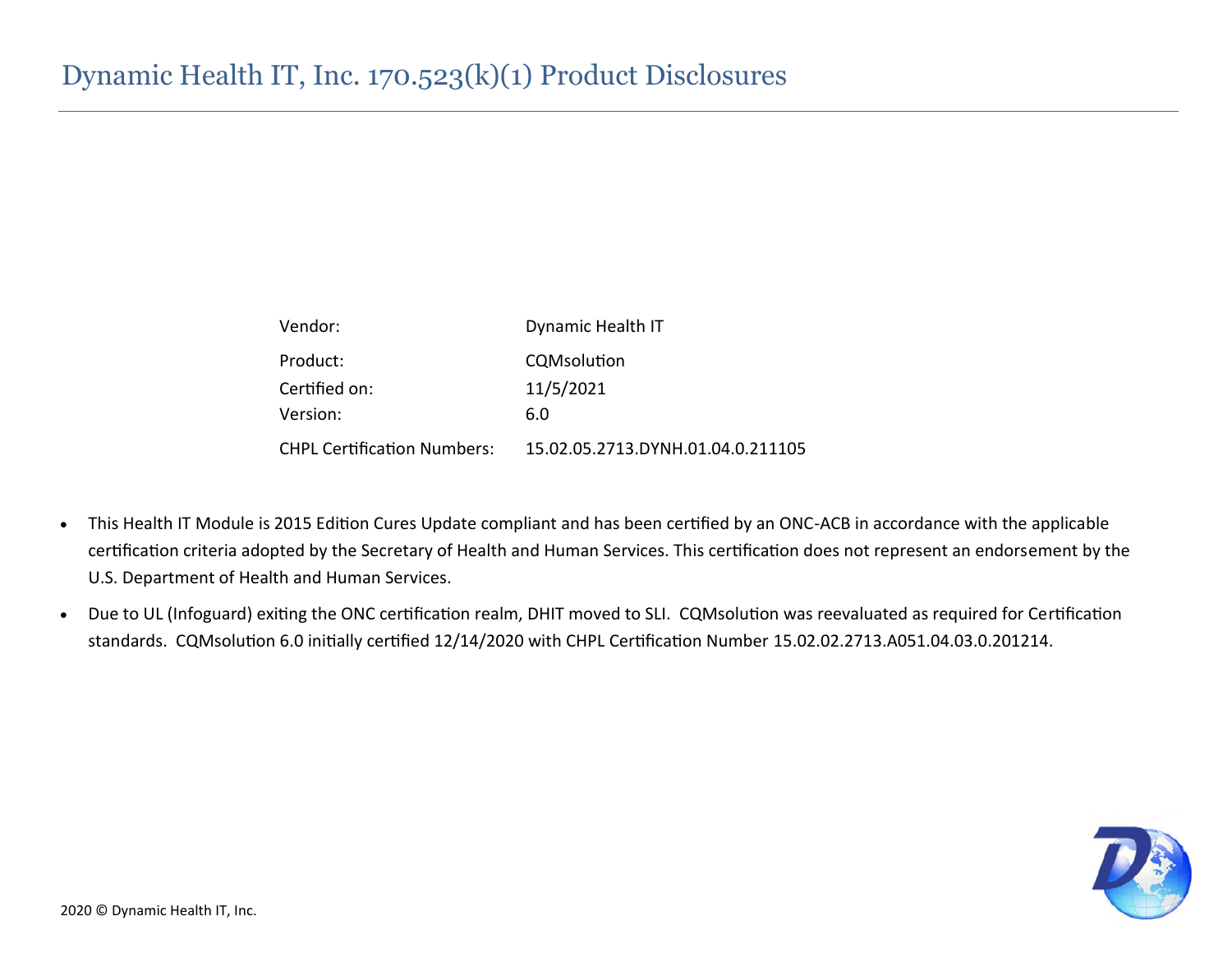# Dynamic Health IT, Inc. 170.523(k)(1) Product Disclosures

| | |
|---|---|
| Vendor: | Dynamic Health IT |
| Product: | CQMsolution |
| Certified on: | 11/5/2021 |
| Version: | 6.0 |
| CHPL Certification Numbers: | 15.02.05.2713.DYNH.01.04.0.211105 |

- This Health IT Module is 2015 Edition Cures Update compliant and has been certified by an ONC-ACB in accordance with the applicable certification criteria adopted by the Secretary of Health and Human Services. This certification does not represent an endorsement by the U.S. Department of Health and Human Services.
- Due to UL (Infoguard) exiting the ONC certification realm, DHIT moved to SLI. CQMsolution was reevaluated as required for Certification standards. CQMsolution 6.0 initially certified 12/14/2020 with CHPL Certification Number 15.02.02.2713.A051.04.03.0.201214.

2020 © Dynamic Health IT, Inc.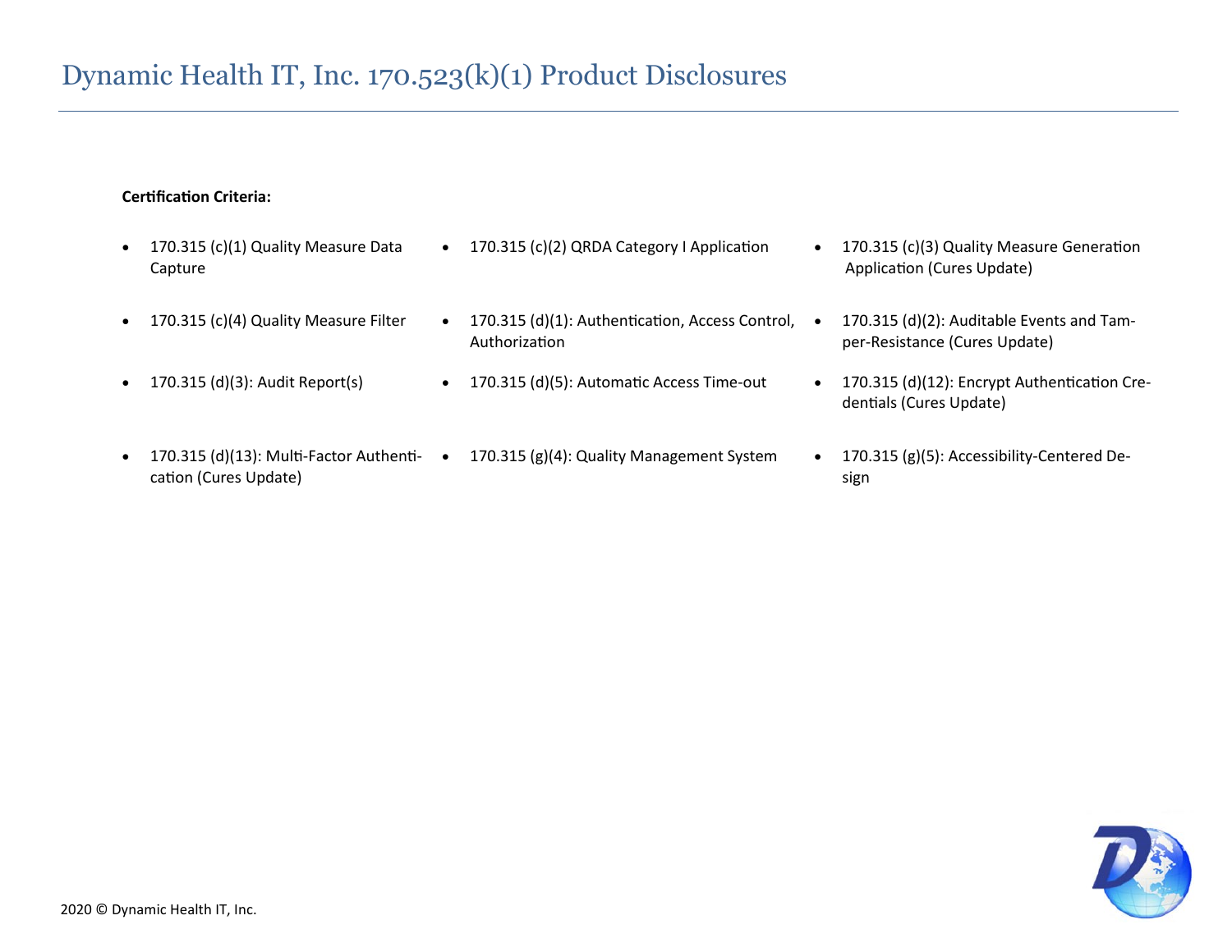# Dynamic Health IT, Inc. 170.523(k)(1) Product Disclosures

**Certification Criteria:**

- 170.315 (c)(1) Quality Measure Data Capture
- 170.315 (c)(2) QRDA Category I Application
- 170.315 (c)(3) Quality Measure Generation Application (Cures Update)
- 170.315 (c)(4) Quality Measure Filter
- 170.315 (d)(1): Authentication, Access Control, Authorization
- 170.315 (d)(2): Auditable Events and Tamper-Resistance (Cures Update)
- 170.315 (d)(3): Audit Report(s)
- 170.315 (d)(5): Automatic Access Time-out
- 170.315 (d)(12): Encrypt Authentication Credentials (Cures Update)
- 170.315 (d)(13): Multi-Factor Authentication (Cures Update)
- 170.315 (g)(4): Quality Management System
- 170.315 (g)(5): Accessibility-Centered Design

2020 © Dynamic Health IT, Inc.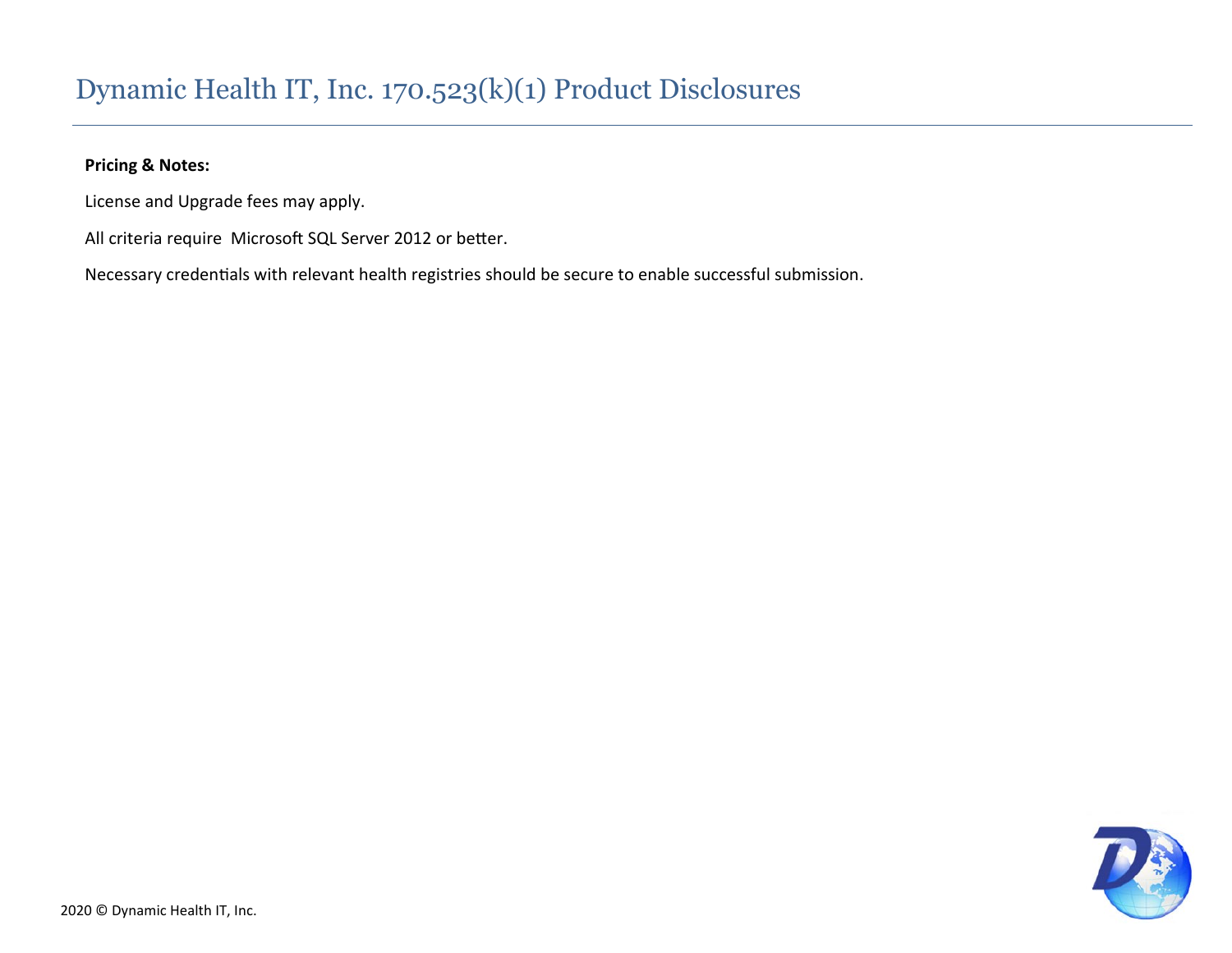**Pricing & Notes:**

License and Upgrade fees may apply.

All criteria require  Microsoft SQL Server 2012 or better.

Necessary credentials with relevant health registries should be secure to enable successful submission.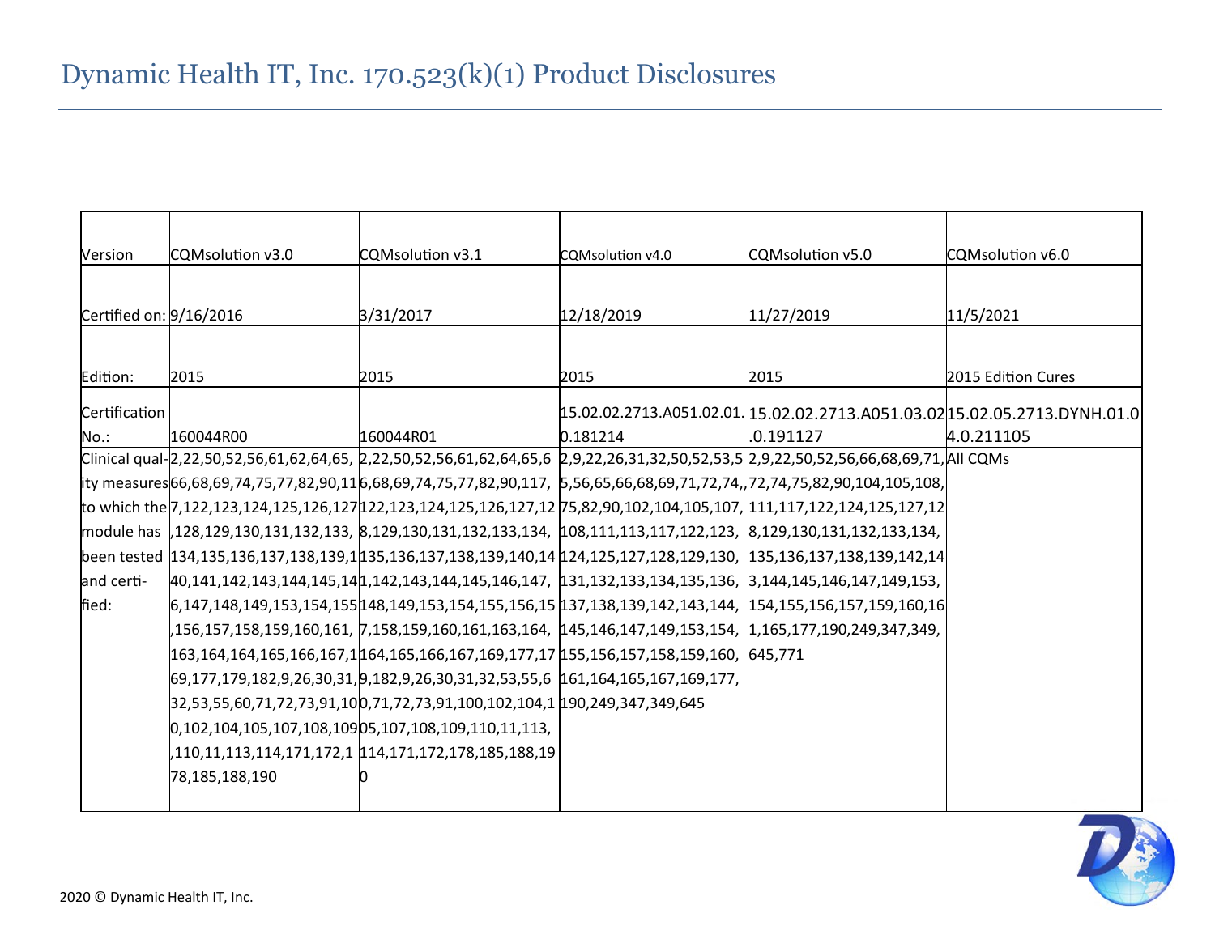# Dynamic Health IT, Inc. 170.523(k)(1) Product Disclosures

| Version | CQMsolution v3.0 | CQMsolution v3.1 | CQMsolution v4.0 | CQMsolution v5.0 | CQMsolution v6.0 |
|---|---|---|---|---|---|
| Certified on: | 9/16/2016 | 3/31/2017 | 12/18/2019 | 11/27/2019 | 11/5/2021 |
| Edition: | 2015 | 2015 | 2015 | 2015 | 2015 Edition Cures |
| Certification No.: | 160044R00 | 160044R01 | 15.02.02.2713.A051.02.01.0.181214 | 15.02.02.2713.A051.03.02.0.191127 | 15.02.05.2713.DYNH.01.04.0.211105 |
| Clinical quality measures to which the module has been tested and certified: | 2,22,50,52,56,61,62,64,65,66,68,69,74,75,77,82,90,117,122,123,124,125,126,127,128,129,130,131,132,133,134,135,136,137,138,139,140,141,142,143,144,145,146,147,148,149,153,154,155,156,157,158,159,160,161,163,164,164,165,166,167,169,177,179,182,9,26,30,31,32,53,55,60,71,72,73,91,100,102,104,105,107,108,109,110,11,113,114,171,172,178,185,188,190 | 2,22,50,52,56,61,62,64,65,66,68,69,74,75,77,82,90,117,122,123,124,125,126,127,128,129,130,131,132,133,134,135,136,137,138,139,140,141,142,143,144,145,146,147,148,149,153,154,155,156,157,158,159,160,161,163,164,164,165,166,167,169,177,179,182,9,26,30,31,32,53,55,69,71,72,73,91,100,102,104,105,107,108,109,110,11,113,114,171,172,178,185,188,190 | 2,9,22,26,31,32,50,52,53,55,56,65,66,68,69,71,72,74,,75,82,90,102,104,105,107,108,111,113,117,122,123,124,125,127,128,129,130,131,132,133,134,135,136,137,138,139,142,143,144,145,146,147,149,153,154,155,156,157,158,159,160,161,164,165,167,169,177,190,249,347,349,645 | 2,9,22,50,52,56,66,68,69,71,72,74,75,82,90,104,105,108,111,117,122,124,125,127,128,129,130,131,132,133,134,135,136,137,138,139,142,143,144,145,146,147,149,153,154,155,156,157,159,160,161,165,177,190,249,347,349,645,771 | All CQMs |

2020 © Dynamic Health IT, Inc.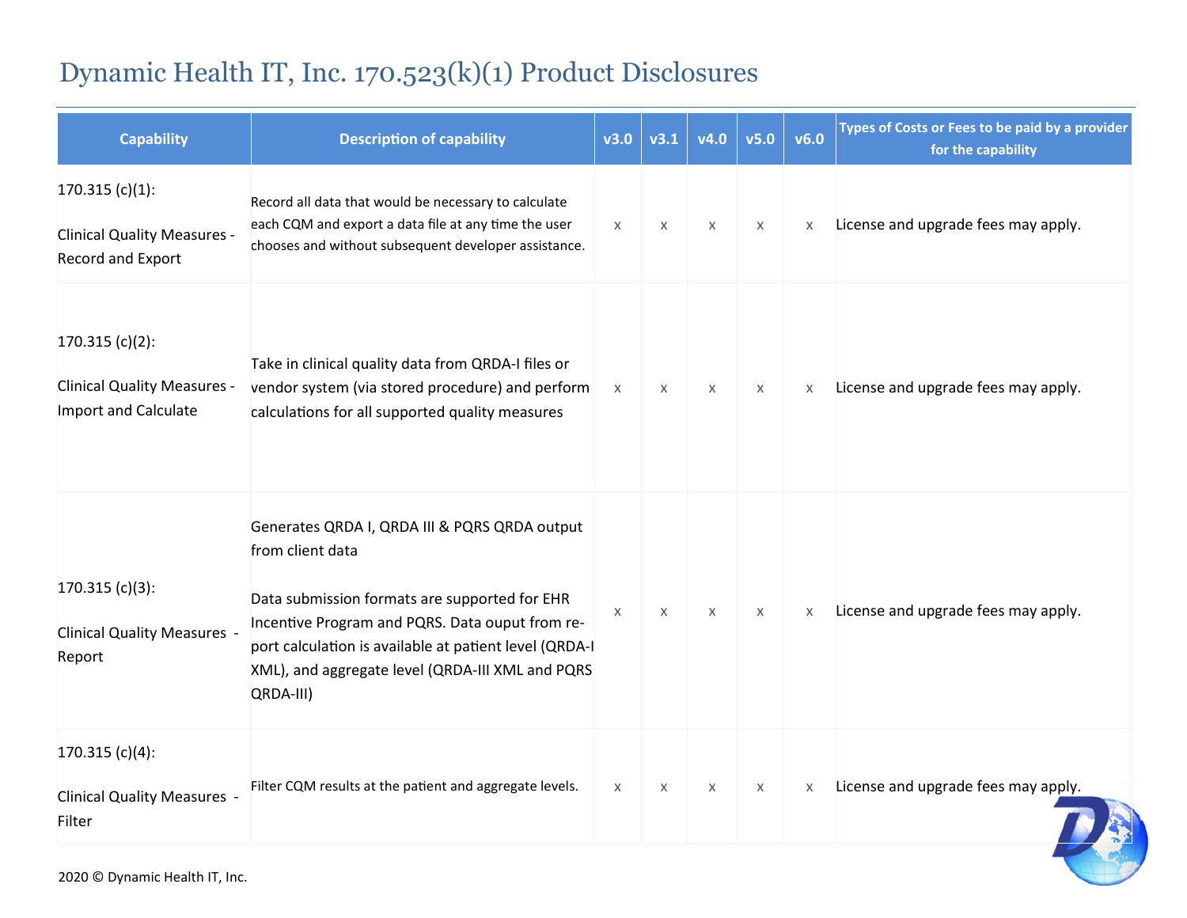# Dynamic Health IT, Inc. 170.523(k)(1) Product Disclosures

| Capability | Description of capability | v3.0 | v3.1 | v4.0 | v5.0 | v6.0 | Types of Costs or Fees to be paid by a provider for the capability |
|---|---|---|---|---|---|---|---|
| 170.315 (c)(1): Clinical Quality Measures - Record and Export | Record all data that would be necessary to calculate each CQM and export a data file at any time the user chooses and without subsequent developer assistance. | x | x | x | x | x | License and upgrade fees may apply. |
| 170.315 (c)(2): Clinical Quality Measures - Import and Calculate | Take in clinical quality data from QRDA-I files or vendor system (via stored procedure) and perform calculations for all supported quality measures | x | x | x | x | x | License and upgrade fees may apply. |
| 170.315 (c)(3): Clinical Quality Measures - Report | Generates QRDA I, QRDA III & PQRS QRDA output from client data<br><br>Data submission formats are supported for EHR Incentive Program and PQRS. Data ouput from report calculation is available at patient level (QRDA-I XML), and aggregate level (QRDA-III XML and PQRS QRDA-III) | x | x | x | x | x | License and upgrade fees may apply. |
| 170.315 (c)(4): Clinical Quality Measures - Filter | Filter CQM results at the patient and aggregate levels. | x | x | x | x | x | License and upgrade fees may apply. |

2020 © Dynamic Health IT, Inc.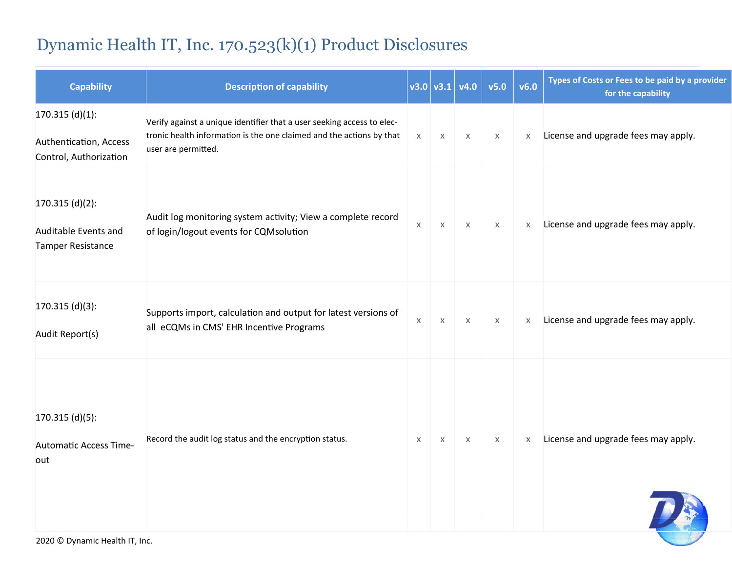# Dynamic Health IT, Inc. 170.523(k)(1) Product Disclosures

| Capability | Description of capability | v3.0 | v3.1 | v4.0 | v5.0 | v6.0 | Types of Costs or Fees to be paid by a provider for the capability |
|---|---|---|---|---|---|---|---|
| 170.315 (d)(1): Authentication, Access Control, Authorization | Verify against a unique identifier that a user seeking access to electronic health information is the one claimed and the actions by that user are permitted. | x | x | x | x | x | License and upgrade fees may apply. |
| 170.315 (d)(2): Auditable Events and Tamper Resistance | Audit log monitoring system activity; View a complete record of login/logout events for CQMsolution | x | x | x | x | x | License and upgrade fees may apply. |
| 170.315 (d)(3): Audit Report(s) | Supports import, calculation and output for latest versions of all eCQMs in CMS' EHR Incentive Programs | x | x | x | x | x | License and upgrade fees may apply. |
| 170.315 (d)(5): Automatic Access Time-out | Record the audit log status and the encryption status. | x | x | x | x | x | License and upgrade fees may apply. |

2020 © Dynamic Health IT, Inc.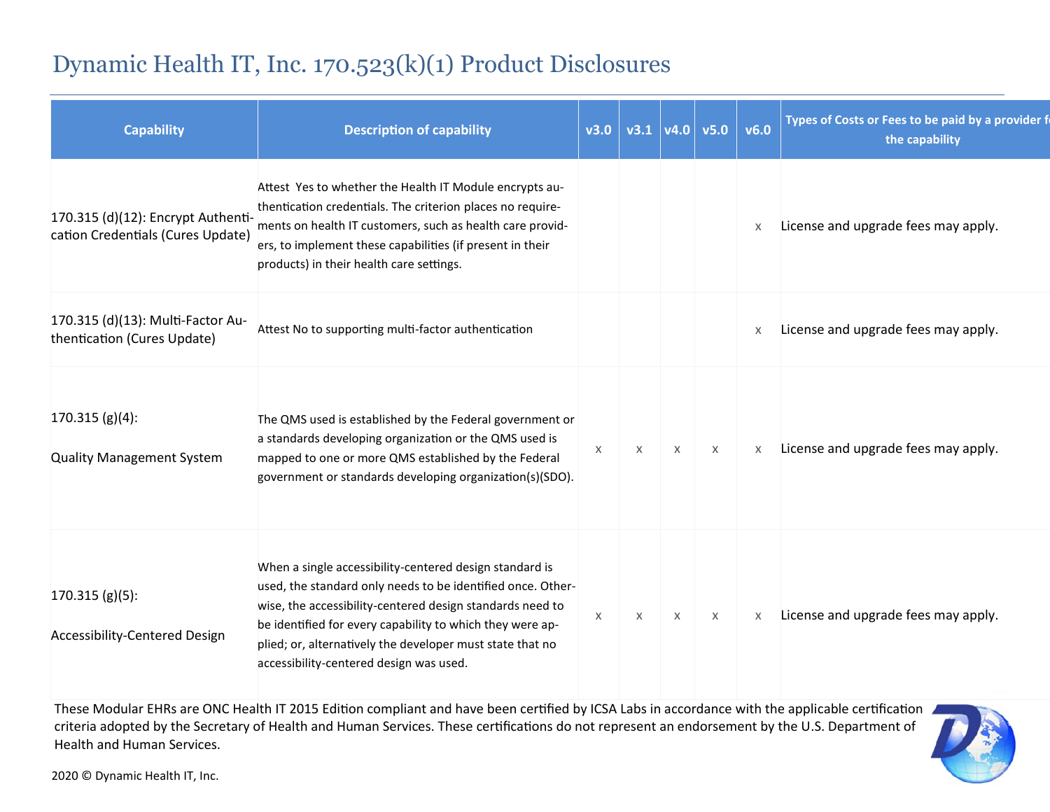# Dynamic Health IT, Inc. 170.523(k)(1) Product Disclosures

| Capability | Description of capability | v3.0 | v3.1 | v4.0 | v5.0 | v6.0 | Types of Costs or Fees to be paid by a provider for the capability |
|---|---|---|---|---|---|---|---|
| 170.315 (d)(12): Encrypt Authentication Credentials (Cures Update) | Attest Yes to whether the Health IT Module encrypts authentication credentials. The criterion places no requirements on health IT customers, such as health care providers, to implement these capabilities (if present in their products) in their health care settings. | | | | | x | License and upgrade fees may apply. |
| 170.315 (d)(13): Multi-Factor Authentication (Cures Update) | Attest No to supporting multi-factor authentication | | | | | x | License and upgrade fees may apply. |
| 170.315 (g)(4): Quality Management System | The QMS used is established by the Federal government or a standards developing organization or the QMS used is mapped to one or more QMS established by the Federal government or standards developing organization(s)(SDO). | x | x | x | x | x | License and upgrade fees may apply. |
| 170.315 (g)(5): Accessibility-Centered Design | When a single accessibility-centered design standard is used, the standard only needs to be identified once. Otherwise, the accessibility-centered design standards need to be identified for every capability to which they were applied; or, alternatively the developer must state that no accessibility-centered design was used. | x | x | x | x | x | License and upgrade fees may apply. |

These Modular EHRs are ONC Health IT 2015 Edition compliant and have been certified by ICSA Labs in accordance with the applicable certification criteria adopted by the Secretary of Health and Human Services. These certifications do not represent an endorsement by the U.S. Department of Health and Human Services.

2020 © Dynamic Health IT, Inc.